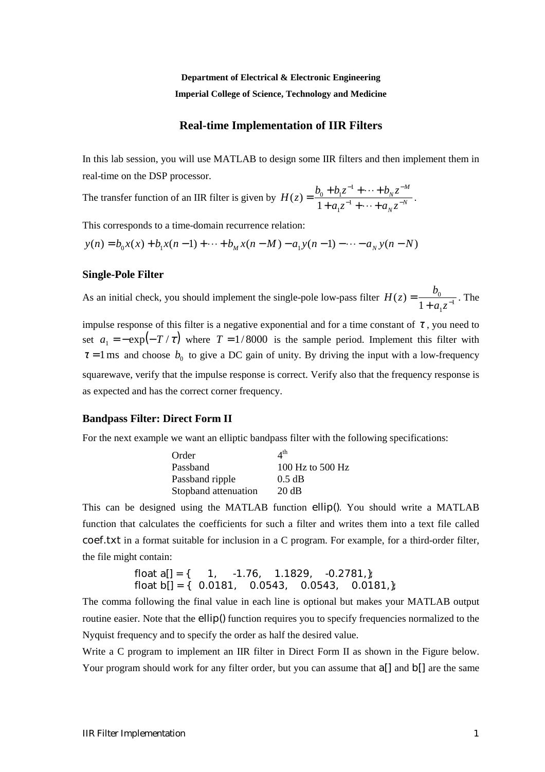**Department of Electrical & Electronic Engineering**

**Imperial College of Science, Technology and Medicine**

## Real-time Implementation of IIR Filters

In this lab session, you will use MATLAB to design some IIR filters and then implement them in real-time on the DSP processor.

The transfer function of an IIR filter is given by $H(z) = \dfrac{b_0 + b_1 z^{-1} + \cdots + b_N z^{-M}}{1 + a_1 z^{-1} + \cdots + a_N z^{-N}}$.

This corresponds to a time-domain recurrence relation:

$y(n) = b_0 x(x) + b_1 x(n-1) + \cdots + b_M x(n-M) - a_1 y(n-1) - \cdots - a_N y(n-N)$

### Single-Pole Filter

As an initial check, you should implement the single-pole low-pass filter $H(z) = \dfrac{b_0}{1 + a_1 z^{-1}}$. The impulse response of this filter is a negative exponential and for a time constant of $\tau$, you need to set $a_1 = -\exp(-T/\tau)$ where $T = 1/8000$ is the sample period. Implement this filter with $\tau = 1\,\text{ms}$ and choose $b_0$ to give a DC gain of unity. By driving the input with a low-frequency squarewave, verify that the impulse response is correct. Verify also that the frequency response is as expected and has the correct corner frequency.

### Bandpass Filter: Direct Form II

For the next example we want an elliptic bandpass filter with the following specifications:

| | |
|---|---|
| Order | 4th |
| Passband | 100 Hz to 500 Hz |
| Passband ripple | 0.5 dB |
| Stopband attenuation | 20 dB |

This can be designed using the MATLAB function ellip(). You should write a MATLAB function that calculates the coefficients for such a filter and writes them into a text file called coef.txt in a format suitable for inclusion in a C program. For example, for a third-order filter, the file might contain:

```
float a[] = {     1,     -1.76,    1.1829,    -0.2781,};
float b[] = {  0.0181,    0.0543,    0.0543,    0.0181,};
```

The comma following the final value in each line is optional but makes your MATLAB output routine easier. Note that the ellip() function requires you to specify frequencies normalized to the Nyquist frequency and to specify the order as half the desired value.

Write a C program to implement an IIR filter in Direct Form II as shown in the Figure below. Your program should work for any filter order, but you can assume that a[] and b[] are the same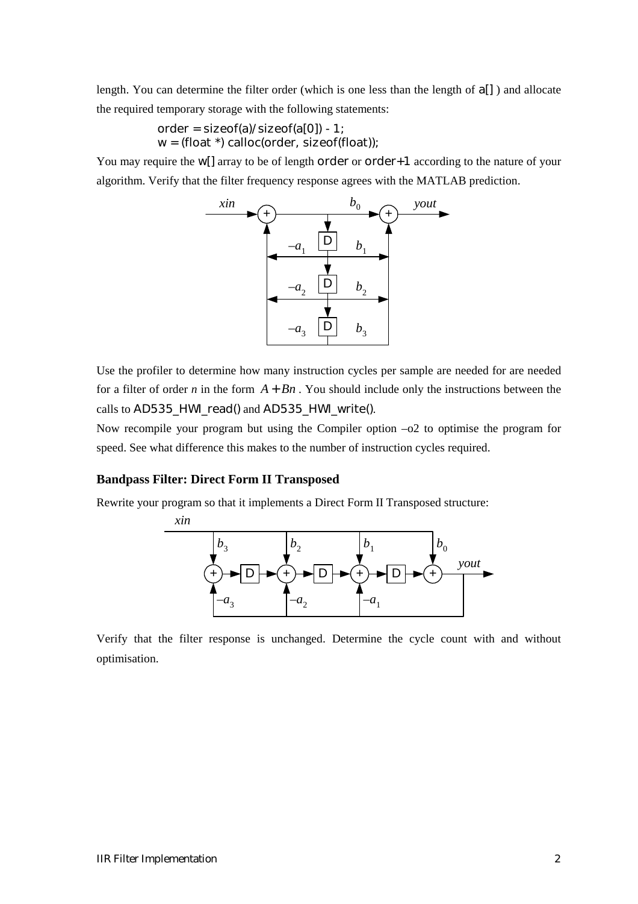length. You can determine the filter order (which is one less than the length of a[] ) and allocate the required temporary storage with the following statements:

```
order = sizeof(a)/sizeof(a[0]) - 1;
w = (float *) calloc(order, sizeof(float));
```

You may require the w[] array to be of length order or order+1 according to the nature of your algorithm. Verify that the filter frequency response agrees with the MATLAB prediction.

Use the profiler to determine how many instruction cycles per sample are needed for are needed for a filter of order $n$ in the form $A + Bn$. You should include only the instructions between the calls to AD535_HWI_read() and AD535_HWI_write().

Now recompile your program but using the Compiler option –o2 to optimise the program for speed. See what difference this makes to the number of instruction cycles required.

### Bandpass Filter: Direct Form II Transposed

Rewrite your program so that it implements a Direct Form II Transposed structure:

Verify that the filter response is unchanged. Determine the cycle count with and without optimisation.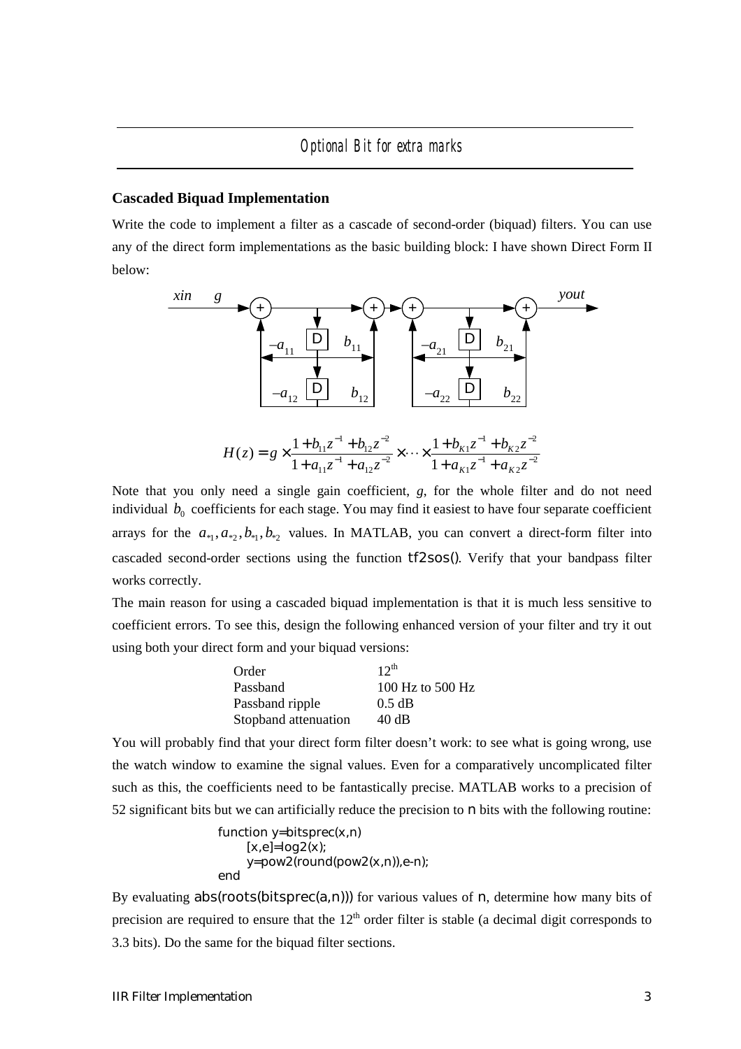## Optional Bit for extra marks

### Cascaded Biquad Implementation

Write the code to implement a filter as a cascade of second-order (biquad) filters. You can use any of the direct form implementations as the basic building block: I have shown Direct Form II below:

xin g

yout

$-a_{11}$ D $b_{11}$ $-a_{21}$ D $b_{21}$

$-a_{12}$ D $b_{12}$ $-a_{22}$ D $b_{22}$

$$H(z) = g \times \frac{1 + b_{11}z^{-1} + b_{12}z^{-2}}{1 + a_{11}z^{-1} + a_{12}z^{-2}} \times \cdots \times \frac{1 + b_{K1}z^{-1} + b_{K2}z^{-2}}{1 + a_{K1}z^{-1} + a_{K2}z^{-2}}$$

Note that you only need a single gain coefficient, $g$, for the whole filter and do not need individual $b_0$ coefficients for each stage. You may find it easiest to have four separate coefficient arrays for the $a_{*1}, a_{*2}, b_{*1}, b_{*2}$ values. In MATLAB, you can convert a direct-form filter into cascaded second-order sections using the function tf2sos(). Verify that your bandpass filter works correctly.

The main reason for using a cascaded biquad implementation is that it is much less sensitive to coefficient errors. To see this, design the following enhanced version of your filter and try it out using both your direct form and your biquad versions:

| | |
|---|---|
| Order | $12^{th}$ |
| Passband | 100 Hz to 500 Hz |
| Passband ripple | 0.5 dB |
| Stopband attenuation | 40 dB |

You will probably find that your direct form filter doesn't work: to see what is going wrong, use the watch window to examine the signal values. Even for a comparatively uncomplicated filter such as this, the coefficients need to be fantastically precise. MATLAB works to a precision of 52 significant bits but we can artificially reduce the precision to n bits with the following routine:

```
function y=bitsprec(x,n)
    [x,e]=log2(x);
    y=pow2(round(pow2(x,n)),e-n);
end
```

By evaluating abs(roots(bitsprec(a,n))) for various values of n, determine how many bits of precision are required to ensure that the $12^{th}$ order filter is stable (a decimal digit corresponds to 3.3 bits). Do the same for the biquad filter sections.